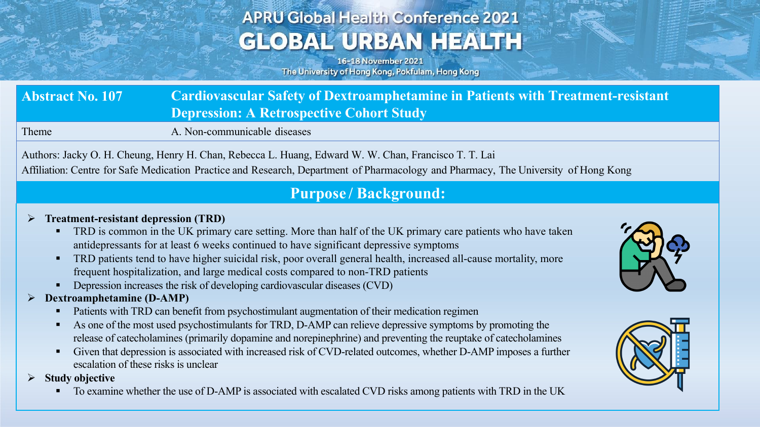# APRU Global Health Conference 2021
# GLOBAL URBAN HEALTH

16-18 November 2021
The University of Hong Kong, Pokfulam, Hong Kong

| Abstract No. 107 | Cardiovascular Safety of Dextroamphetamine in Patients with Treatment-resistant Depression: A Retrospective Cohort Study |
| --- | --- |
| Theme | A. Non-communicable diseases |

Authors: Jacky O. H. Cheung, Henry H. Chan, Rebecca L. Huang, Edward W. W. Chan, Francisco T. T. Lai

Affiliation: Centre for Safe Medication Practice and Research, Department of Pharmacology and Pharmacy, The University of Hong Kong

## Purpose / Background:

- **Treatment-resistant depression (TRD)**
  - TRD is common in the UK primary care setting. More than half of the UK primary care patients who have taken antidepressants for at least 6 weeks continued to have significant depressive symptoms
  - TRD patients tend to have higher suicidal risk, poor overall general health, increased all-cause mortality, more frequent hospitalization, and large medical costs compared to non-TRD patients
  - Depression increases the risk of developing cardiovascular diseases (CVD)
- **Dextroamphetamine (D-AMP)**
  - Patients with TRD can benefit from psychostimulant augmentation of their medication regimen
  - As one of the most used psychostimulants for TRD, D-AMP can relieve depressive symptoms by promoting the release of catecholamines (primarily dopamine and norepinephrine) and preventing the reuptake of catecholamines
  - Given that depression is associated with increased risk of CVD-related outcomes, whether D-AMP imposes a further escalation of these risks is unclear
- **Study objective**
  - To examine whether the use of D-AMP is associated with escalated CVD risks among patients with TRD in the UK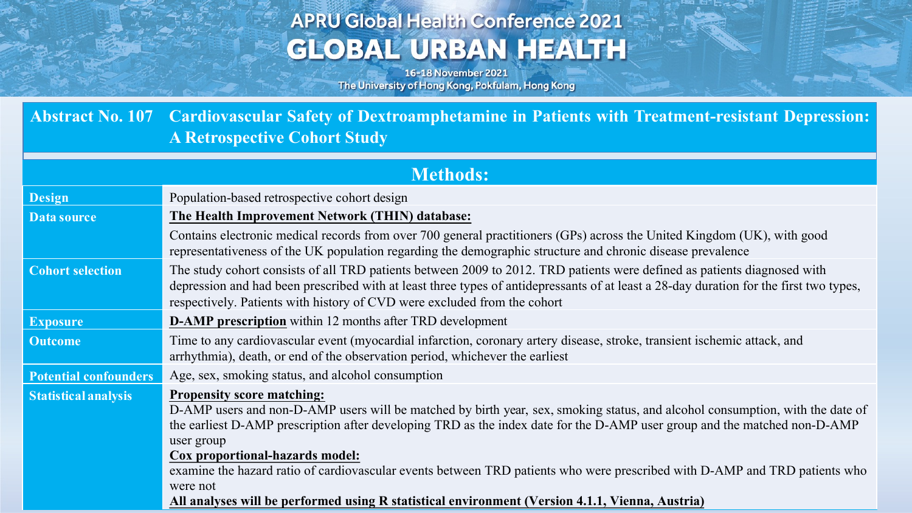# Abstract No. 107 Cardiovascular Safety of Dextroamphetamine in Patients with Treatment-resistant Depression: A Retrospective Cohort Study

## Methods:

| | |
|---|---|
| **Design** | Population-based retrospective cohort design |
| **Data source** | **The Health Improvement Network (THIN) database:** Contains electronic medical records from over 700 general practitioners (GPs) across the United Kingdom (UK), with good representativeness of the UK population regarding the demographic structure and chronic disease prevalence |
| **Cohort selection** | The study cohort consists of all TRD patients between 2009 to 2012. TRD patients were defined as patients diagnosed with depression and had been prescribed with at least three types of antidepressants of at least a 28-day duration for the first two types, respectively. Patients with history of CVD were excluded from the cohort |
| **Exposure** | **D-AMP prescription** within 12 months after TRD development |
| **Outcome** | Time to any cardiovascular event (myocardial infarction, coronary artery disease, stroke, transient ischemic attack, and arrhythmia), death, or end of the observation period, whichever the earliest |
| **Potential confounders** | Age, sex, smoking status, and alcohol consumption |
| **Statistical analysis** | **Propensity score matching:** D-AMP users and non-D-AMP users will be matched by birth year, sex, smoking status, and alcohol consumption, with the date of the earliest D-AMP prescription after developing TRD as the index date for the D-AMP user group and the matched non-D-AMP user group<br>**Cox proportional-hazards model:** examine the hazard ratio of cardiovascular events between TRD patients who were prescribed with D-AMP and TRD patients who were not<br>**All analyses will be performed using R statistical environment (Version 4.1.1, Vienna, Austria)** |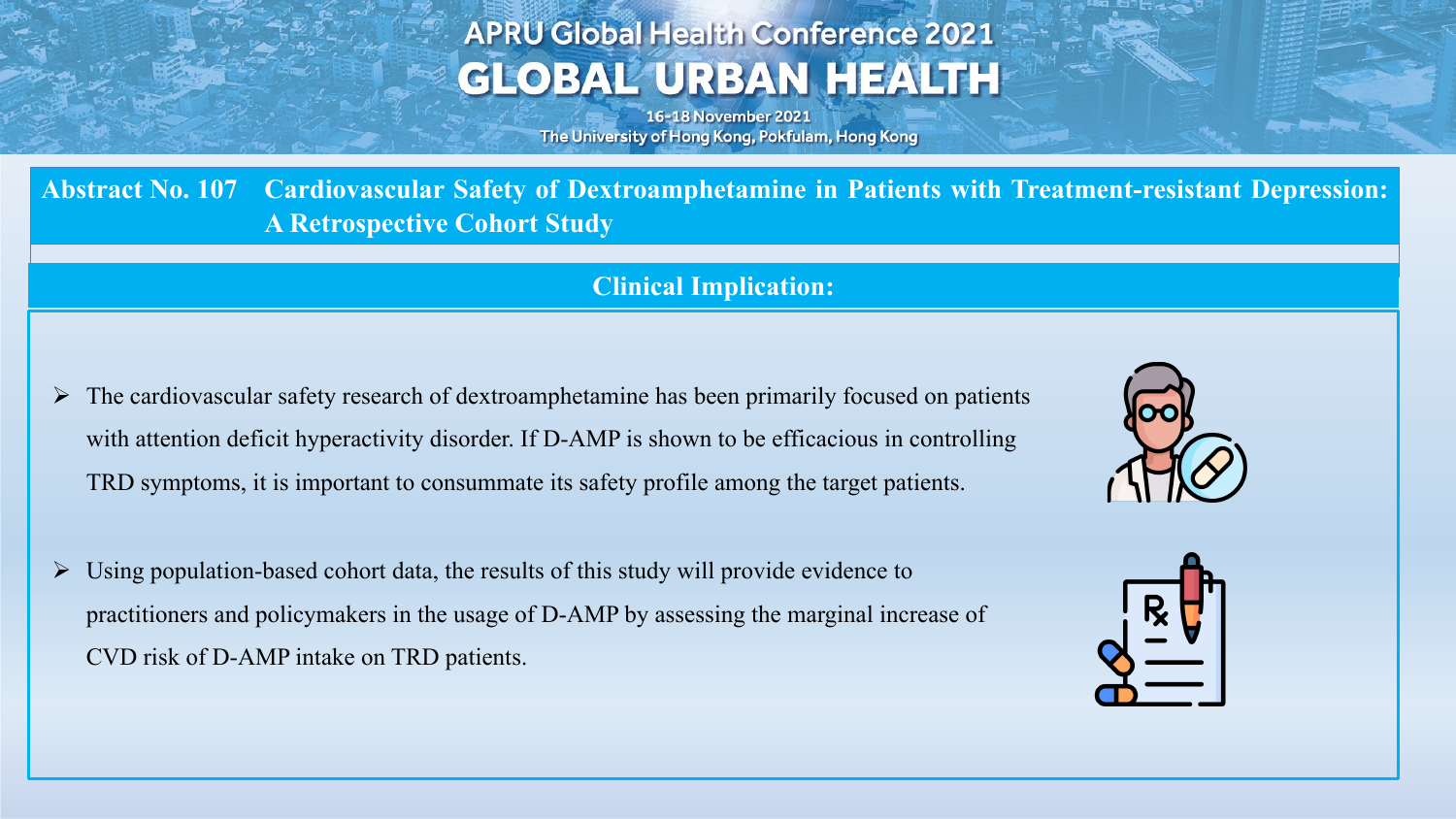# Abstract No. 107 Cardiovascular Safety of Dextroamphetamine in Patients with Treatment-resistant Depression: A Retrospective Cohort Study

## Clinical Implication:

- The cardiovascular safety research of dextroamphetamine has been primarily focused on patients with attention deficit hyperactivity disorder. If D-AMP is shown to be efficacious in controlling TRD symptoms, it is important to consummate its safety profile among the target patients.
- Using population-based cohort data, the results of this study will provide evidence to practitioners and policymakers in the usage of D-AMP by assessing the marginal increase of CVD risk of D-AMP intake on TRD patients.